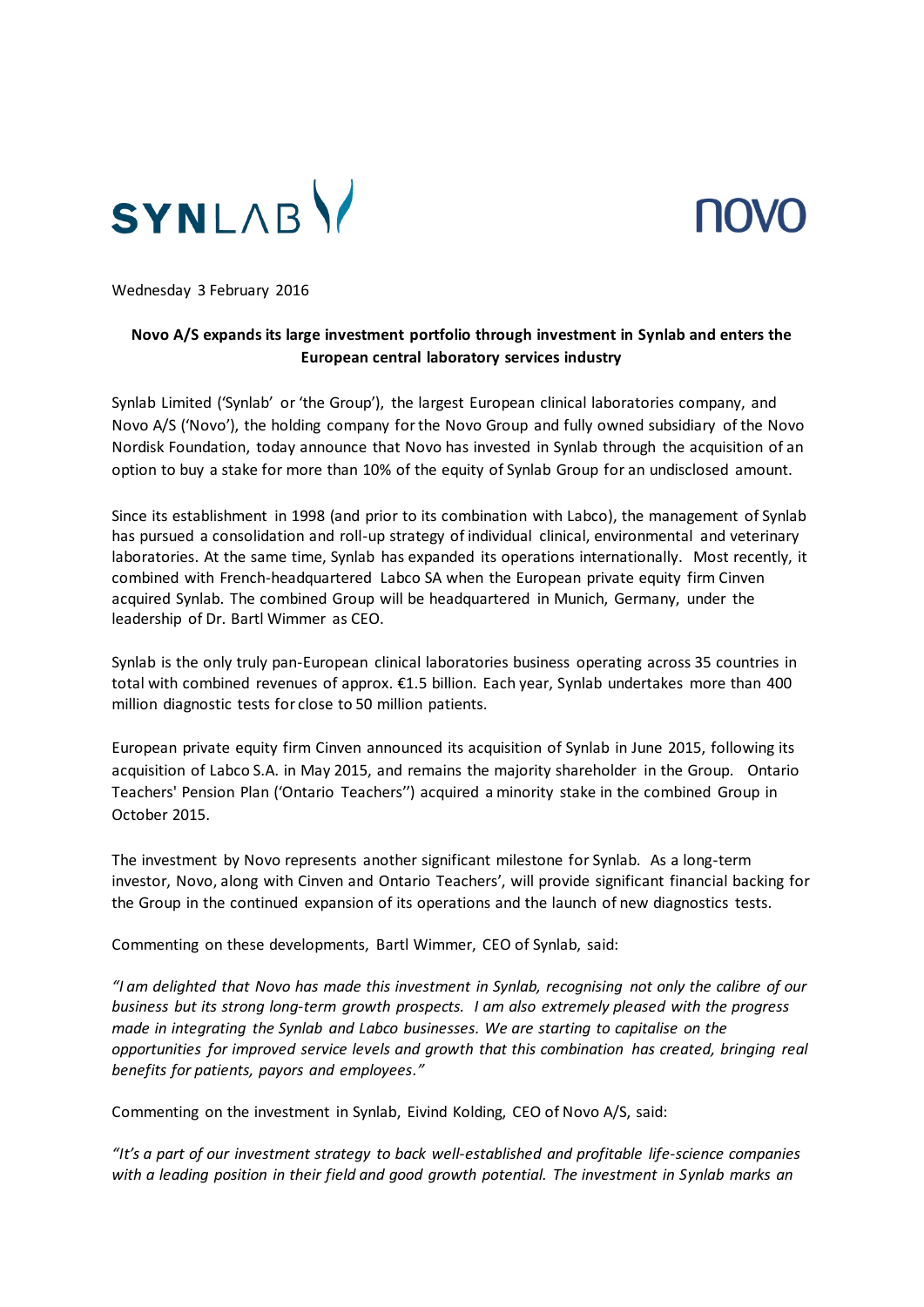SYNLAB

novo

Wednesday 3 February 2016

**Novo A/S expands its large investment portfolio through investment in Synlab and enters the European central laboratory services industry**

Synlab Limited ('Synlab' or 'the Group'), the largest European clinical laboratories company, and Novo A/S ('Novo'), the holding company for the Novo Group and fully owned subsidiary of the Novo Nordisk Foundation, today announce that Novo has invested in Synlab through the acquisition of an option to buy a stake for more than 10% of the equity of Synlab Group for an undisclosed amount.

Since its establishment in 1998 (and prior to its combination with Labco), the management of Synlab has pursued a consolidation and roll-up strategy of individual clinical, environmental and veterinary laboratories. At the same time, Synlab has expanded its operations internationally. Most recently, it combined with French-headquartered Labco SA when the European private equity firm Cinven acquired Synlab. The combined Group will be headquartered in Munich, Germany, under the leadership of Dr. Bartl Wimmer as CEO.

Synlab is the only truly pan-European clinical laboratories business operating across 35 countries in total with combined revenues of approx. €1.5 billion. Each year, Synlab undertakes more than 400 million diagnostic tests for close to 50 million patients.

European private equity firm Cinven announced its acquisition of Synlab in June 2015, following its acquisition of Labco S.A. in May 2015, and remains the majority shareholder in the Group. Ontario Teachers' Pension Plan ('Ontario Teachers'') acquired a minority stake in the combined Group in October 2015.

The investment by Novo represents another significant milestone for Synlab. As a long-term investor, Novo, along with Cinven and Ontario Teachers', will provide significant financial backing for the Group in the continued expansion of its operations and the launch of new diagnostics tests.

Commenting on these developments, Bartl Wimmer, CEO of Synlab, said:

*"I am delighted that Novo has made this investment in Synlab, recognising not only the calibre of our business but its strong long-term growth prospects. I am also extremely pleased with the progress made in integrating the Synlab and Labco businesses. We are starting to capitalise on the opportunities for improved service levels and growth that this combination has created, bringing real benefits for patients, payors and employees."*

Commenting on the investment in Synlab, Eivind Kolding, CEO of Novo A/S, said:

*"It's a part of our investment strategy to back well-established and profitable life-science companies with a leading position in their field and good growth potential. The investment in Synlab marks an*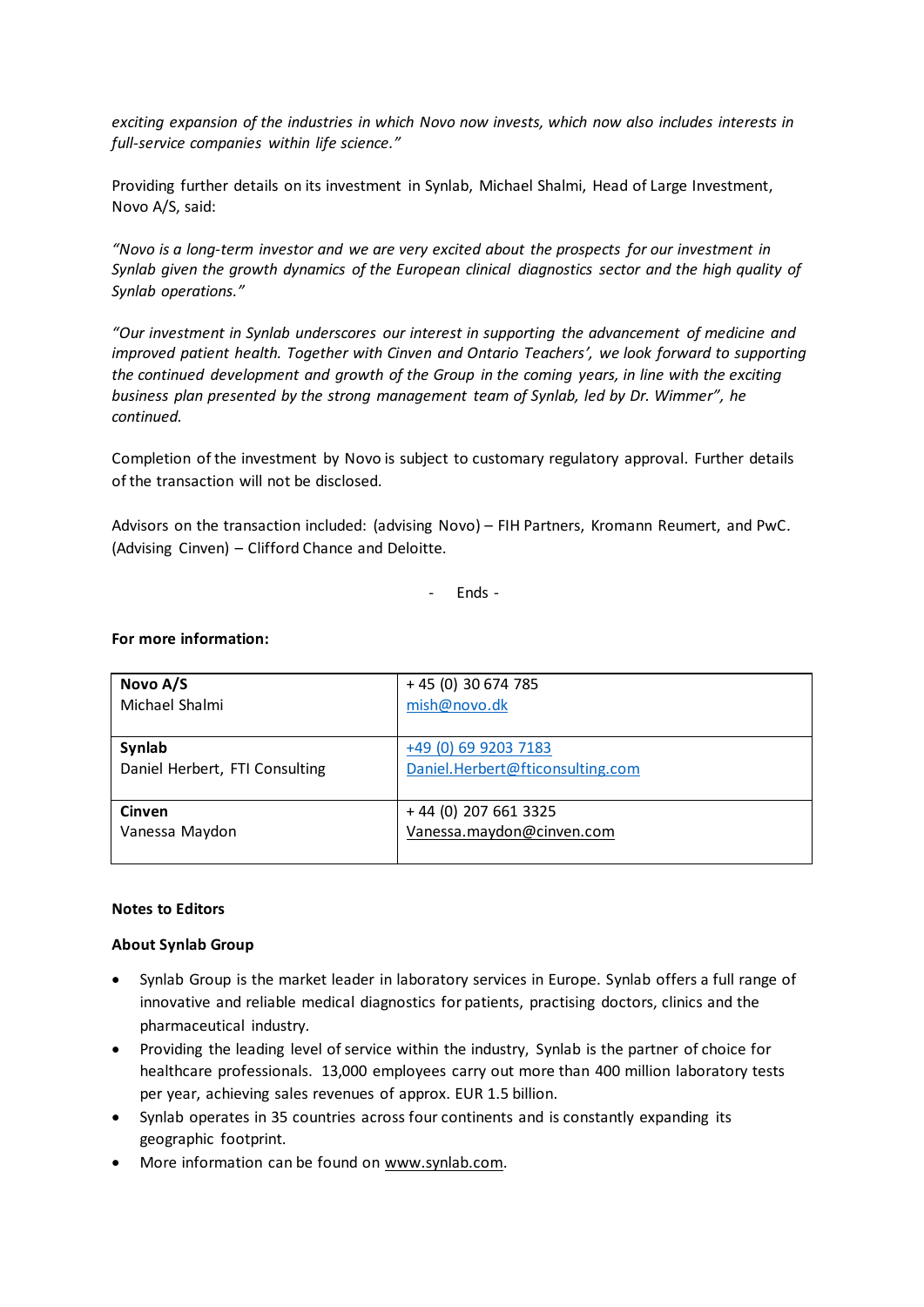*exciting expansion of the industries in which Novo now invests, which now also includes interests in full-service companies within life science."*

Providing further details on its investment in Synlab, Michael Shalmi, Head of Large Investment, Novo A/S, said:

*"Novo is a long-term investor and we are very excited about the prospects for our investment in Synlab given the growth dynamics of the European clinical diagnostics sector and the high quality of Synlab operations."*

*"Our investment in Synlab underscores our interest in supporting the advancement of medicine and improved patient health. Together with Cinven and Ontario Teachers', we look forward to supporting the continued development and growth of the Group in the coming years, in line with the exciting business plan presented by the strong management team of Synlab, led by Dr. Wimmer", he continued.*

Completion of the investment by Novo is subject to customary regulatory approval. Further details of the transaction will not be disclosed.

Advisors on the transaction included: (advising Novo) – FIH Partners, Kromann Reumert, and PwC. (Advising Cinven) – Clifford Chance and Deloitte.

- Ends -

**For more information:**

| | |
|---|---|
| **Novo A/S**<br>Michael Shalmi | + 45 (0) 30 674 785<br>mish@novo.dk |
| **Synlab**<br>Daniel Herbert, FTI Consulting | +49 (0) 69 9203 7183<br>Daniel.Herbert@fticonsulting.com |
| **Cinven**<br>Vanessa Maydon | + 44 (0) 207 661 3325<br>Vanessa.maydon@cinven.com |

**Notes to Editors**

**About Synlab Group**

- Synlab Group is the market leader in laboratory services in Europe. Synlab offers a full range of innovative and reliable medical diagnostics for patients, practising doctors, clinics and the pharmaceutical industry.
- Providing the leading level of service within the industry, Synlab is the partner of choice for healthcare professionals. 13,000 employees carry out more than 400 million laboratory tests per year, achieving sales revenues of approx. EUR 1.5 billion.
- Synlab operates in 35 countries across four continents and is constantly expanding its geographic footprint.
- More information can be found on www.synlab.com.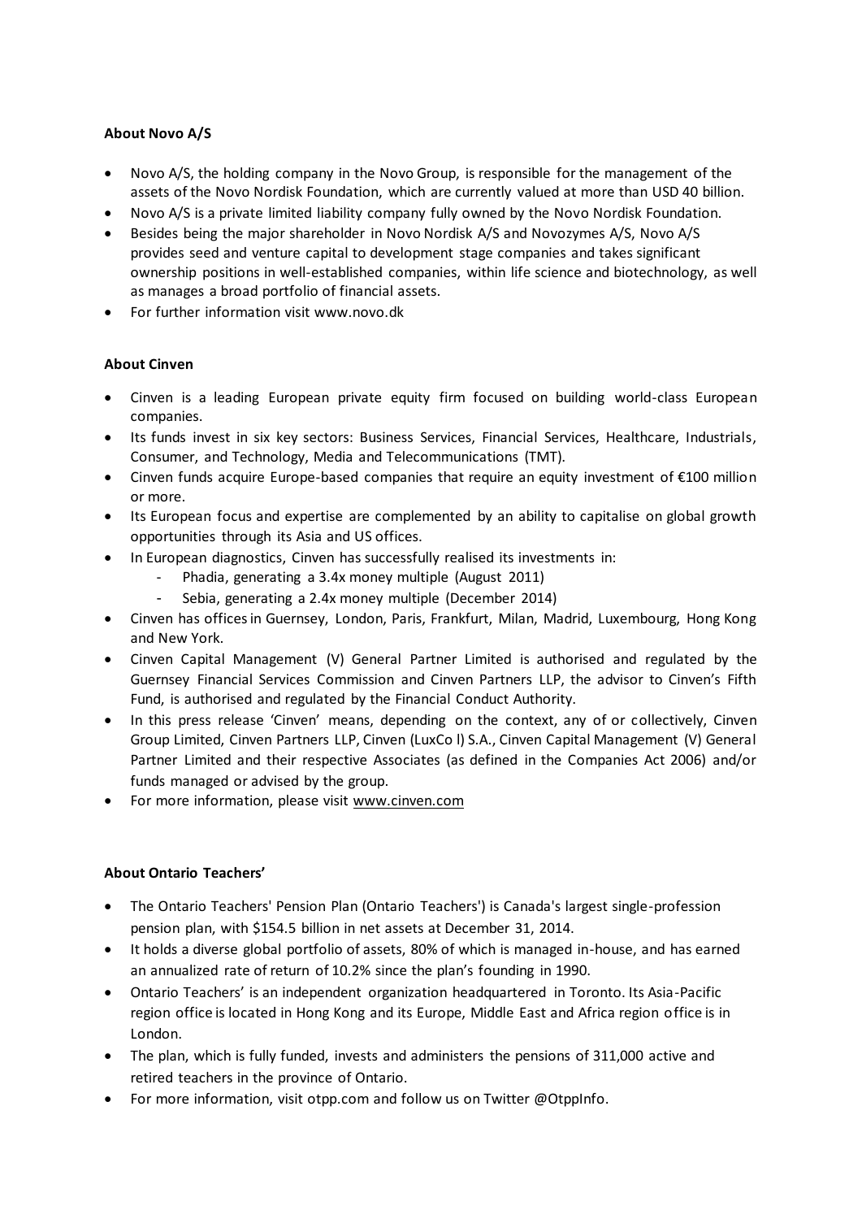**About Novo A/S**

- Novo A/S, the holding company in the Novo Group, is responsible for the management of the assets of the Novo Nordisk Foundation, which are currently valued at more than USD 40 billion.
- Novo A/S is a private limited liability company fully owned by the Novo Nordisk Foundation.
- Besides being the major shareholder in Novo Nordisk A/S and Novozymes A/S, Novo A/S provides seed and venture capital to development stage companies and takes significant ownership positions in well-established companies, within life science and biotechnology, as well as manages a broad portfolio of financial assets.
- For further information visit www.novo.dk

**About Cinven**

- Cinven is a leading European private equity firm focused on building world-class European companies.
- Its funds invest in six key sectors: Business Services, Financial Services, Healthcare, Industrials, Consumer, and Technology, Media and Telecommunications (TMT).
- Cinven funds acquire Europe-based companies that require an equity investment of €100 million or more.
- Its European focus and expertise are complemented by an ability to capitalise on global growth opportunities through its Asia and US offices.
- In European diagnostics, Cinven has successfully realised its investments in:
  - Phadia, generating a 3.4x money multiple (August 2011)
  - Sebia, generating a 2.4x money multiple (December 2014)
- Cinven has offices in Guernsey, London, Paris, Frankfurt, Milan, Madrid, Luxembourg, Hong Kong and New York.
- Cinven Capital Management (V) General Partner Limited is authorised and regulated by the Guernsey Financial Services Commission and Cinven Partners LLP, the advisor to Cinven's Fifth Fund, is authorised and regulated by the Financial Conduct Authority.
- In this press release 'Cinven' means, depending on the context, any of or collectively, Cinven Group Limited, Cinven Partners LLP, Cinven (LuxCo l) S.A., Cinven Capital Management (V) General Partner Limited and their respective Associates (as defined in the Companies Act 2006) and/or funds managed or advised by the group.
- For more information, please visit www.cinven.com

**About Ontario Teachers'**

- The Ontario Teachers' Pension Plan (Ontario Teachers') is Canada's largest single-profession pension plan, with $154.5 billion in net assets at December 31, 2014.
- It holds a diverse global portfolio of assets, 80% of which is managed in-house, and has earned an annualized rate of return of 10.2% since the plan's founding in 1990.
- Ontario Teachers' is an independent organization headquartered in Toronto. Its Asia-Pacific region office is located in Hong Kong and its Europe, Middle East and Africa region office is in London.
- The plan, which is fully funded, invests and administers the pensions of 311,000 active and retired teachers in the province of Ontario.
- For more information, visit otpp.com and follow us on Twitter @OtppInfo.